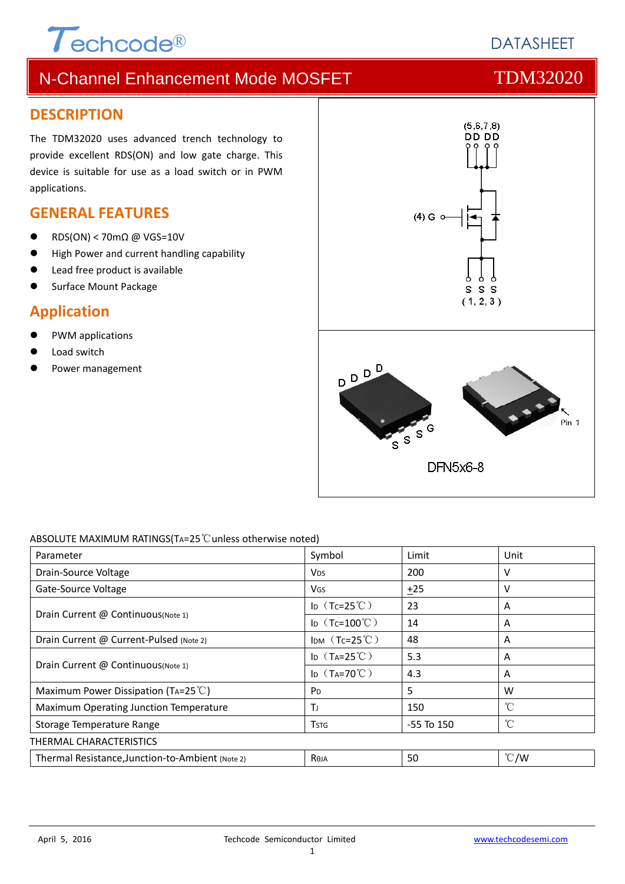Techcode®

DATASHEET

# N-Channel Enhancement Mode MOSFET — TDM32020

## DESCRIPTION

The TDM32020 uses advanced trench technology to provide excellent RDS(ON) and low gate charge. This device is suitable for use as a load switch or in PWM applications.

## GENERAL FEATURES

- RDS(ON) < 70mΩ @ VGS=10V
- High Power and current handling capability
- Lead free product is available
- Surface Mount Package

## Application

- PWM applications
- Load switch
- Power management

(5,6,7,8) D D D D

(4) G

S S S (1, 2, 3)

D D D D

S S S G

Pin 1

DFN5x6-8

ABSOLUTE MAXIMUM RATINGS($T_A$=25℃unless otherwise noted)

| Parameter | Symbol | Limit | Unit |
|---|---|---|---|
| Drain-Source Voltage | $V_{DS}$ | 200 | V |
| Gate-Source Voltage | $V_{GS}$ | ±25 | V |
| Drain Current @ Continuous(Note 1) | $I_D$ ($T_C$=25℃) | 23 | A |
| | $I_D$ ($T_C$=100℃) | 14 | A |
| Drain Current @ Current-Pulsed (Note 2) | $I_{DM}$ ($T_C$=25℃) | 48 | A |
| Drain Current @ Continuous(Note 1) | $I_D$ ($T_A$=25℃) | 5.3 | A |
| | $I_D$ ($T_A$=70℃) | 4.3 | A |
| Maximum Power Dissipation ($T_A$=25℃) | $P_D$ | 5 | W |
| Maximum Operating Junction Temperature | $T_J$ | 150 | ℃ |
| Storage Temperature Range | $T_{STG}$ | -55 To 150 | ℃ |

THERMAL CHARACTERISTICS

| Parameter | Symbol | Limit | Unit |
|---|---|---|---|
| Thermal Resistance,Junction-to-Ambient (Note 2) | $R_{\theta JA}$ | 50 | ℃/W |

April 5, 2016 — Techcode Semiconductor Limited — www.techcodesemi.com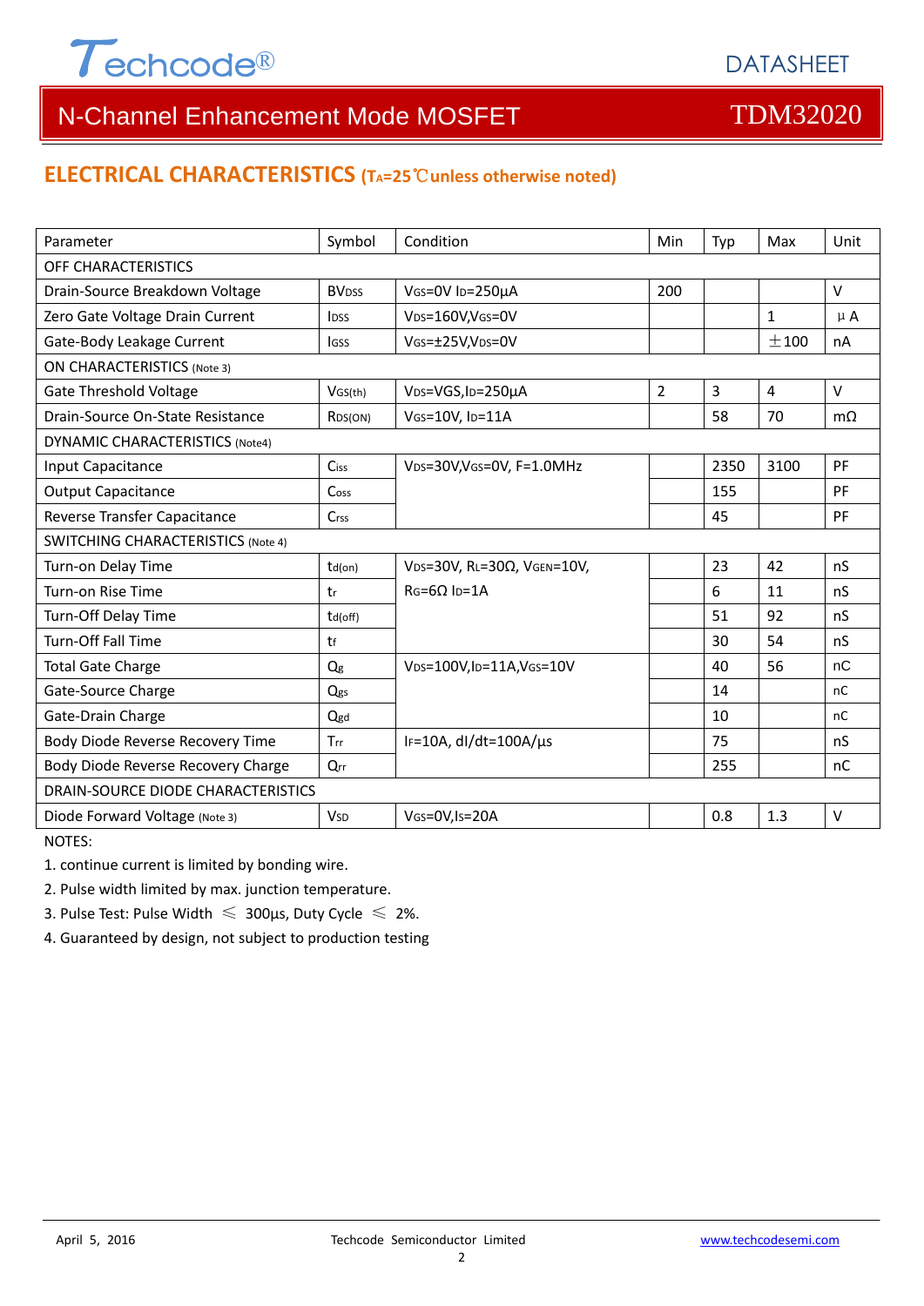## ELECTRICAL CHARACTERISTICS ($T_A$=25℃unless otherwise noted)

| Parameter | Symbol | Condition | Min | Typ | Max | Unit |
|---|---|---|---|---|---|---|
| OFF CHARACTERISTICS | | | | | | |
| Drain-Source Breakdown Voltage | $BV_{DSS}$ | $V_{GS}$=0V $I_D$=250µA | 200 | | | V |
| Zero Gate Voltage Drain Current | $I_{DSS}$ | $V_{DS}$=160V,$V_{GS}$=0V | | | 1 | µA |
| Gate-Body Leakage Current | $I_{GSS}$ | $V_{GS}$=±25V,$V_{DS}$=0V | | | ±100 | nA |
| ON CHARACTERISTICS (Note 3) | | | | | | |
| Gate Threshold Voltage | $V_{GS(th)}$ | $V_{DS}$=VGS,$I_D$=250µA | 2 | 3 | 4 | V |
| Drain-Source On-State Resistance | $R_{DS(ON)}$ | $V_{GS}$=10V, $I_D$=11A | | 58 | 70 | mΩ |
| DYNAMIC CHARACTERISTICS (Note4) | | | | | | |
| Input Capacitance | $C_{iss}$ | $V_{DS}$=30V,$V_{GS}$=0V, F=1.0MHz | | 2350 | 3100 | PF |
| Output Capacitance | $C_{oss}$ | | | 155 | | PF |
| Reverse Transfer Capacitance | $C_{rss}$ | | | 45 | | PF |
| SWITCHING CHARACTERISTICS (Note 4) | | | | | | |
| Turn-on Delay Time | $t_{d(on)}$ | $V_{DS}$=30V, $R_L$=30Ω, $V_{GEN}$=10V, $R_G$=6Ω $I_D$=1A | | 23 | 42 | nS |
| Turn-on Rise Time | $t_r$ | | | 6 | 11 | nS |
| Turn-Off Delay Time | $t_{d(off)}$ | | | 51 | 92 | nS |
| Turn-Off Fall Time | $t_f$ | | | 30 | 54 | nS |
| Total Gate Charge | $Q_g$ | $V_{DS}$=100V,$I_D$=11A,$V_{GS}$=10V | | 40 | 56 | nC |
| Gate-Source Charge | $Q_{gs}$ | | | 14 | | nC |
| Gate-Drain Charge | $Q_{gd}$ | | | 10 | | nC |
| Body Diode Reverse Recovery Time | $T_{rr}$ | $I_F$=10A, dI/dt=100A/µs | | 75 | | nS |
| Body Diode Reverse Recovery Charge | $Q_{rr}$ | | | 255 | | nC |
| DRAIN-SOURCE DIODE CHARACTERISTICS | | | | | | |
| Diode Forward Voltage (Note 3) | $V_{SD}$ | $V_{GS}$=0V,$I_S$=20A | | 0.8 | 1.3 | V |

NOTES:

1. continue current is limited by bonding wire.
2. Pulse width limited by max. junction temperature.
3. Pulse Test: Pulse Width ≤ 300µs, Duty Cycle ≤ 2%.
4. Guaranteed by design, not subject to production testing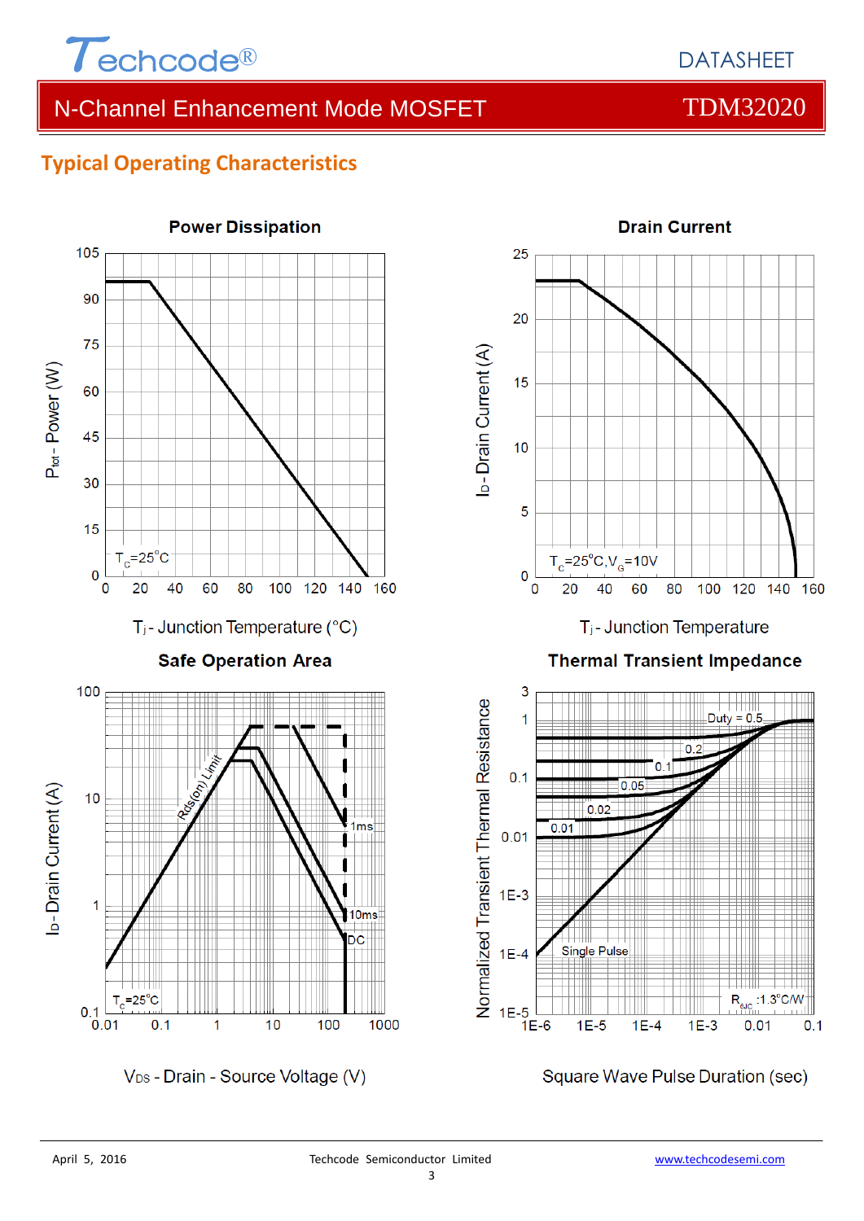## Typical Operating Characteristics

**Power Dissipation**

$T_C=25°C$

$P_{tot}$ - Power (W)

$T_j$ - Junction Temperature (°C)

**Drain Current**

$T_C=25°C, V_G=10V$

$I_D$ - Drain Current (A)

$T_j$ - Junction Temperature

**Safe Operation Area**

Rds(on) Limit

1ms

10ms

DC

$T_C=25°C$

$I_D$ - Drain Current (A)

$V_{DS}$ - Drain - Source Voltage (V)

**Thermal Transient Impedance**

Duty = 0.5

0.2

0.1

0.05

0.02

0.01

Single Pulse

$R_{\theta JC}$ :1.3°C/W

Normalized Transient Thermal Resistance

Square Wave Pulse Duration (sec)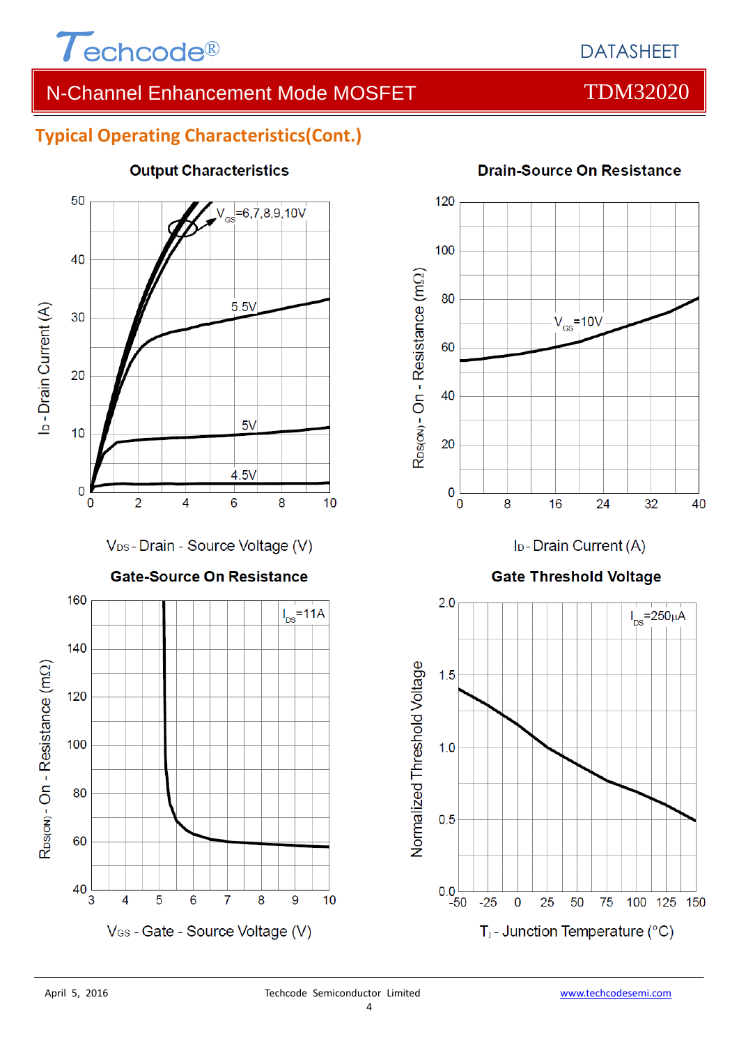## Typical Operating Characteristics(Cont.)

**Output Characteristics**

$V_{GS}$=6,7,8,9,10V

5.5V

5V

4.5V

$I_D$ - Drain Current (A)

$V_{DS}$ - Drain - Source Voltage (V)

**Drain-Source On Resistance**

$V_{GS}$=10V

$R_{DS(ON)}$ - On - Resistance (mΩ)

$I_D$ - Drain Current (A)

**Gate-Source On Resistance**

$I_{DS}$=11A

$R_{DS(ON)}$ - On - Resistance (mΩ)

$V_{GS}$ - Gate - Source Voltage (V)

**Gate Threshold Voltage**

$I_{DS}$=250μA

Normalized Threshold Voltage

$T_j$ - Junction Temperature (°C)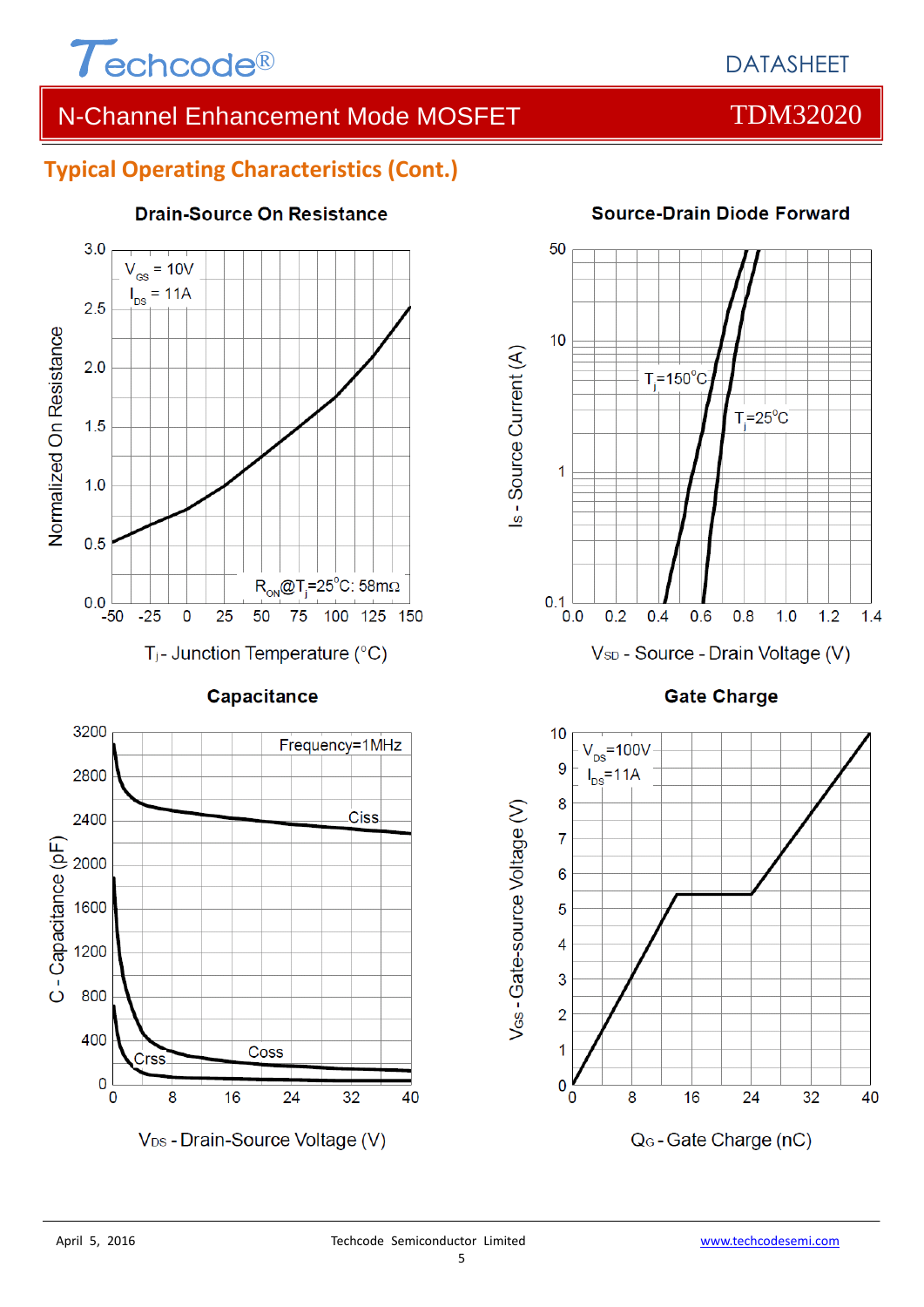## Typical Operating Characteristics (Cont.)

**Drain-Source On Resistance**

$V_{GS}$ = 10V
$I_{DS}$ = 11A

$R_{ON}$@$T_j$=25°C: 58mΩ

Normalized On Resistance

$T_j$ - Junction Temperature (°C)

**Source-Drain Diode Forward**

$T_j$=150°C

$T_j$=25°C

$I_S$ - Source Current (A)

$V_{SD}$ - Source - Drain Voltage (V)

**Capacitance**

Frequency=1MHz

Ciss

Coss

Crss

C - Capacitance (pF)

$V_{DS}$ - Drain-Source Voltage (V)

**Gate Charge**

$V_{DS}$=100V
$I_{DS}$=11A

$V_{GS}$ - Gate-source Voltage (V)

$Q_G$ - Gate Charge (nC)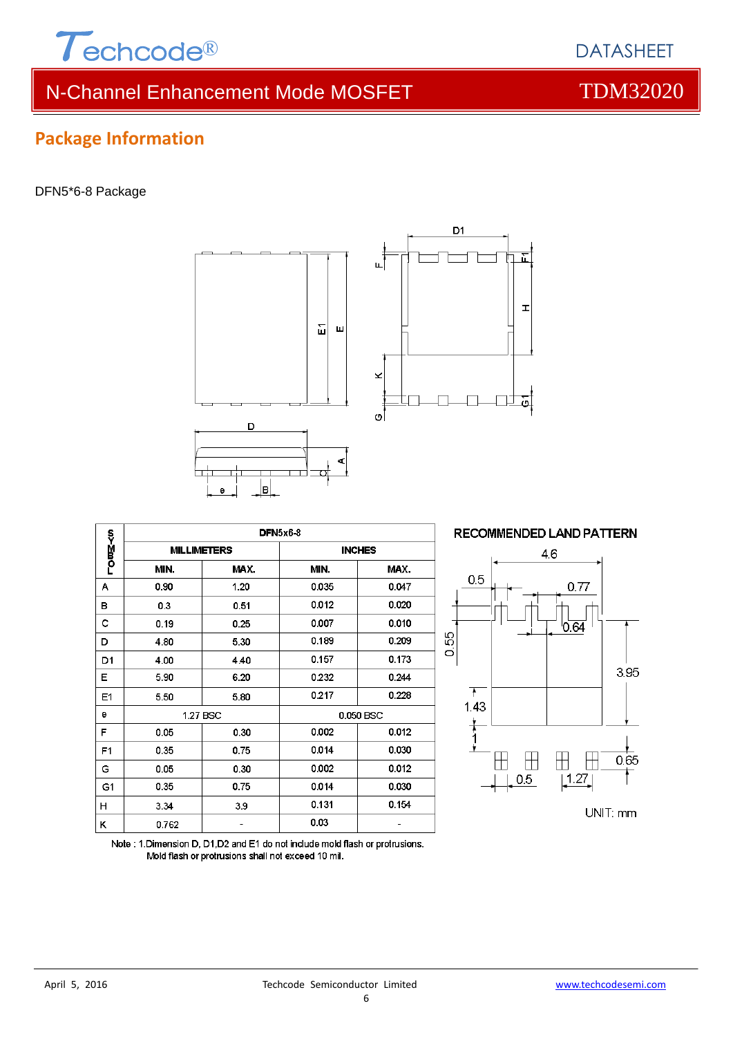## Package Information

DFN5*6-8 Package

| SYMBOL | DFN5x6-8 | | | |
|---|---|---|---|---|
| | MILLIMETERS | | INCHES | |
| | MIN. | MAX. | MIN. | MAX. |
| A | 0.90 | 1.20 | 0.035 | 0.047 |
| B | 0.3 | 0.51 | 0.012 | 0.020 |
| C | 0.19 | 0.25 | 0.007 | 0.010 |
| D | 4.80 | 5.30 | 0.189 | 0.209 |
| D1 | 4.00 | 4.40 | 0.157 | 0.173 |
| E | 5.90 | 6.20 | 0.232 | 0.244 |
| E1 | 5.50 | 5.80 | 0.217 | 0.228 |
| e | 1.27 BSC | | 0.050 BSC | |
| F | 0.05 | 0.30 | 0.002 | 0.012 |
| F1 | 0.35 | 0.75 | 0.014 | 0.030 |
| G | 0.05 | 0.30 | 0.002 | 0.012 |
| G1 | 0.35 | 0.75 | 0.014 | 0.030 |
| H | 3.34 | 3.9 | 0.131 | 0.154 |
| K | 0.762 | - | 0.03 | - |

Note : 1.Dimension D, D1,D2 and E1 do not include mold flash or protrusions.
Mold flash or protrusions shall not exceed 10 mil.

RECOMMENDED LAND PATTERN

UNIT: mm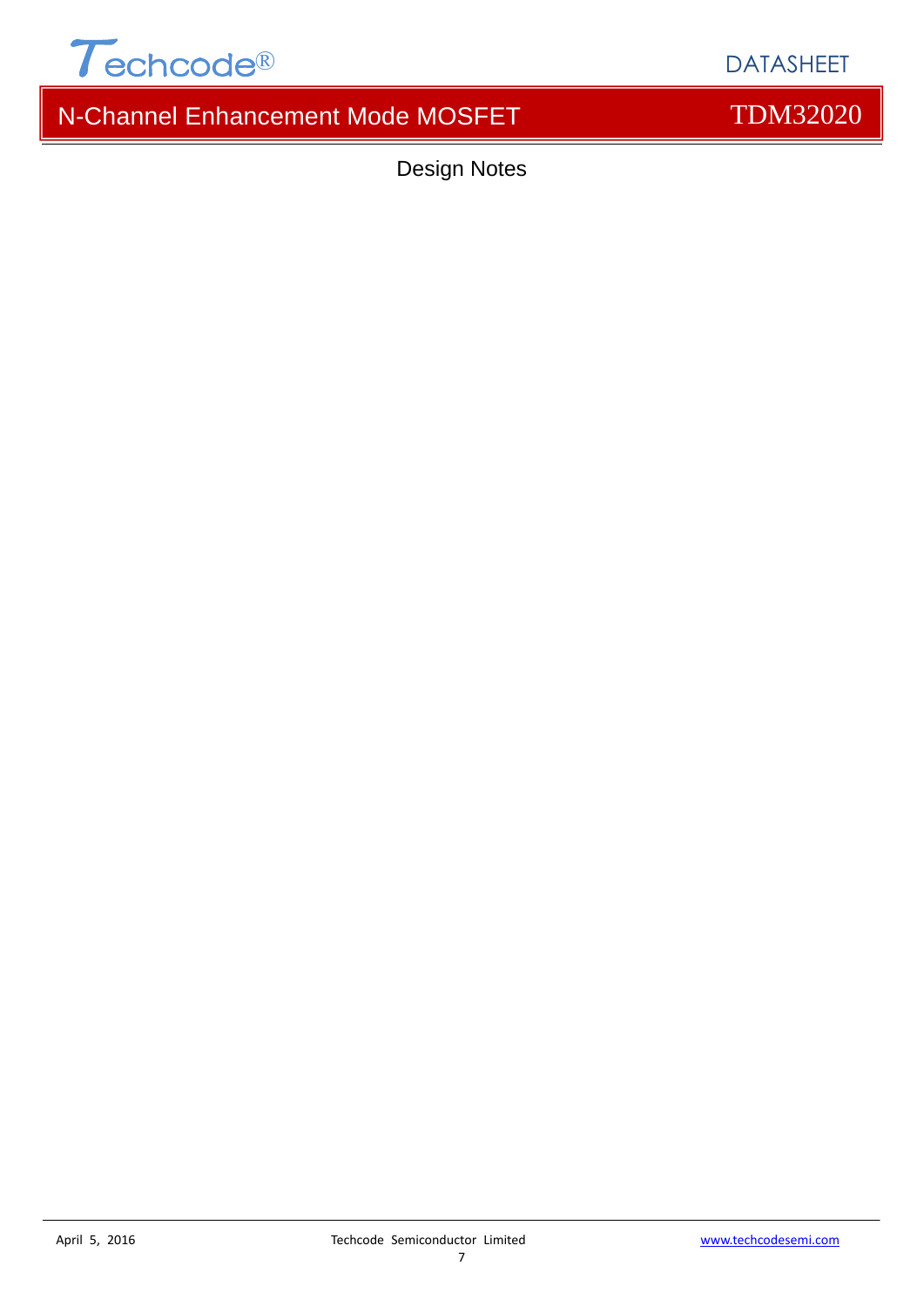Design Notes